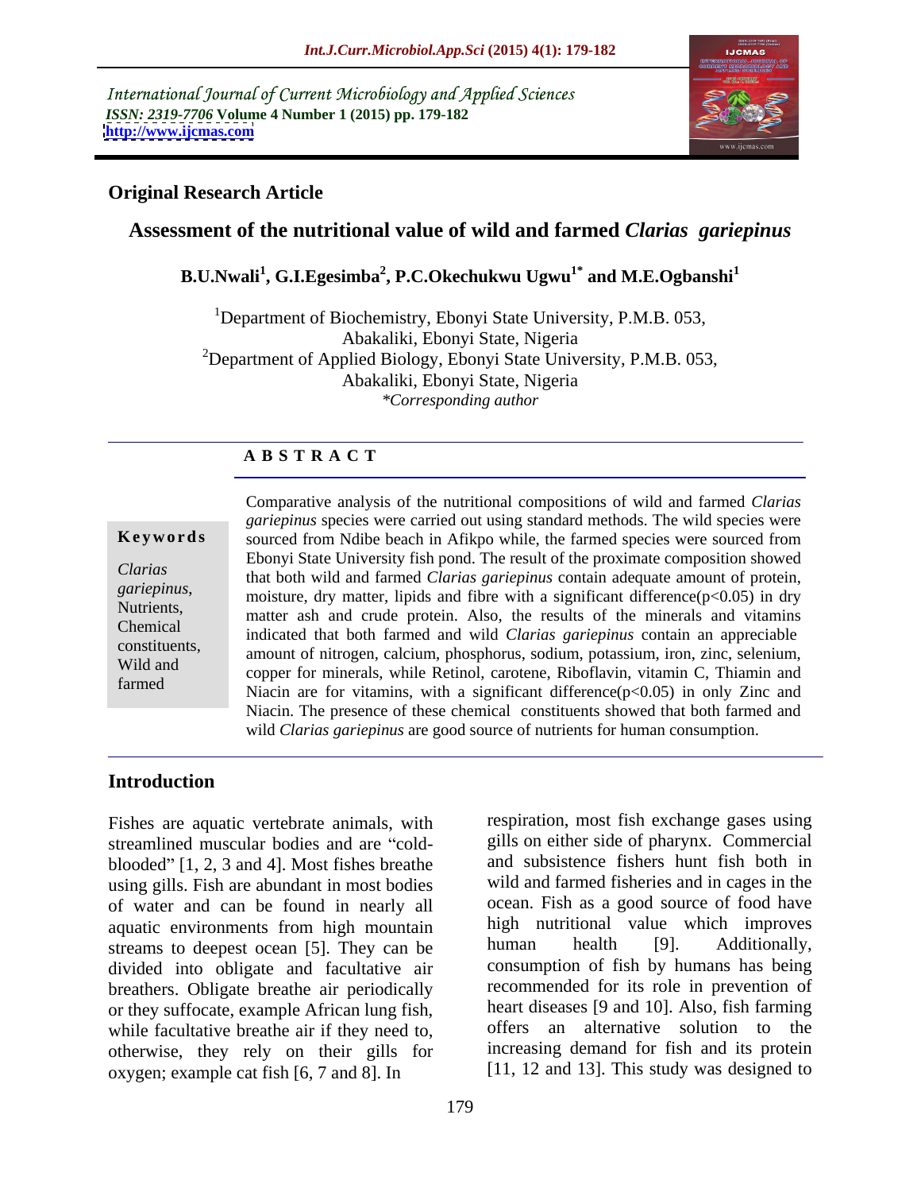International Journal of Current Microbiology and Applied Sciences
*ISSN: 2319-7706* **Volume 4 Number 1 (2015) pp. 179-182**
**http://www.ijcmas.com**

**Original Research Article**

## Assessment of the nutritional value of wild and farmed *Clarias gariepinus*

**B.U.Nwali[1], G.I.Egesimba[2], P.C.Okechukwu Ugwu[1*] and M.E.Ogbanshi[1]**

[1]Department of Biochemistry, Ebonyi State University, P.M.B. 053, Abakaliki, Ebonyi State, Nigeria
[2]Department of Applied Biology, Ebonyi State University, P.M.B. 053, Abakaliki, Ebonyi State, Nigeria
*\*Corresponding author*

### A B S T R A C T

**Keywords**

*Clarias gariepinus*, Nutrients, Chemical constituents, Wild and farmed

Comparative analysis of the nutritional compositions of wild and farmed *Clarias gariepinus* species were carried out using standard methods. The wild species were sourced from Ndibe beach in Afikpo while, the farmed species were sourced from Ebonyi State University fish pond. The result of the proximate composition showed that both wild and farmed *Clarias gariepinus* contain adequate amount of protein, moisture, dry matter, lipids and fibre with a significant difference($p<0.05$) in dry matter ash and crude protein. Also, the results of the minerals and vitamins indicated that both farmed and wild *Clarias gariepinus* contain an appreciable amount of nitrogen, calcium, phosphorus, sodium, potassium, iron, zinc, selenium, copper for minerals, while Retinol, carotene, Riboflavin, vitamin C, Thiamin and Niacin are for vitamins, with a significant difference($p<0.05$) in only Zinc and Niacin. The presence of these chemical constituents showed that both farmed and wild *Clarias gariepinus* are good source of nutrients for human consumption.

## Introduction

Fishes are aquatic vertebrate animals, with streamlined muscular bodies and are "cold-blooded" [1, 2, 3 and 4]. Most fishes breathe using gills. Fish are abundant in most bodies of water and can be found in nearly all aquatic environments from high mountain streams to deepest ocean [5]. They can be divided into obligate and facultative air breathers. Obligate breathe air periodically or they suffocate, example African lung fish, while facultative breathe air if they need to, otherwise, they rely on their gills for oxygen; example cat fish [6, 7 and 8]. In respiration, most fish exchange gases using gills on either side of pharynx. Commercial and subsistence fishers hunt fish both in wild and farmed fisheries and in cages in the ocean. Fish as a good source of food have high nutritional value which improves human health [9]. Additionally, consumption of fish by humans has being recommended for its role in prevention of heart diseases [9 and 10]. Also, fish farming offers an alternative solution to the increasing demand for fish and its protein [11, 12 and 13]. This study was designed to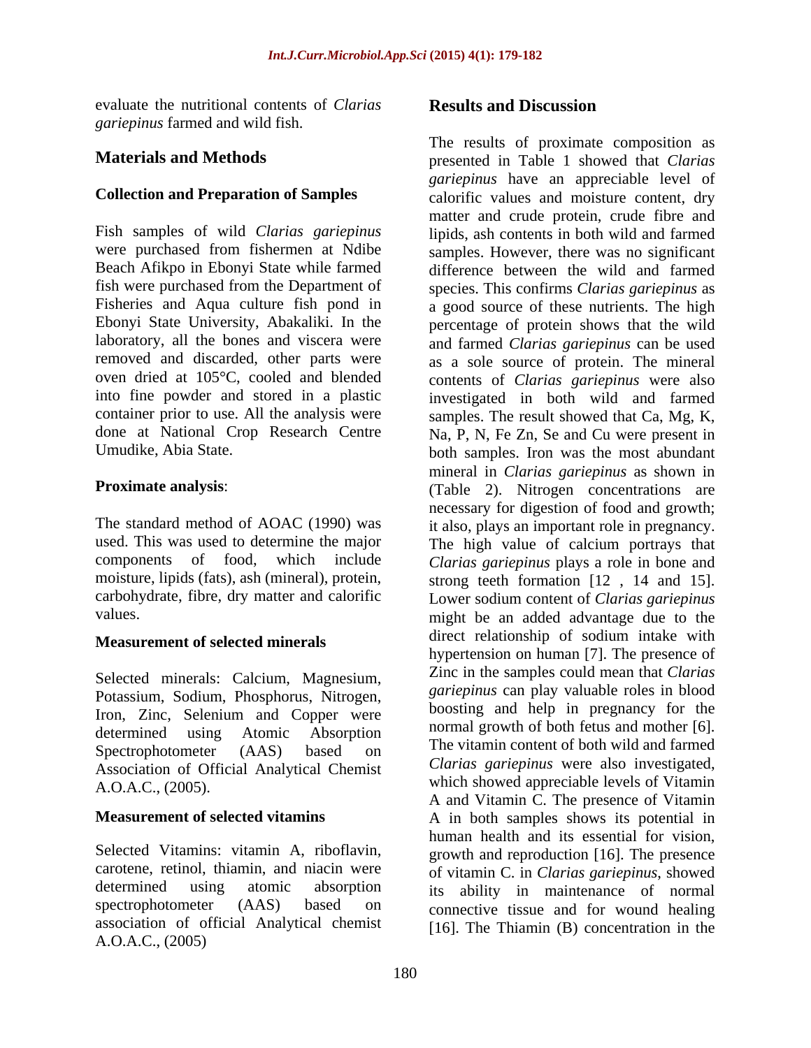evaluate the nutritional contents of *Clarias gariepinus* farmed and wild fish.

## Materials and Methods

### Collection and Preparation of Samples

Fish samples of wild *Clarias gariepinus* were purchased from fishermen at Ndibe Beach Afikpo in Ebonyi State while farmed fish were purchased from the Department of Fisheries and Aqua culture fish pond in Ebonyi State University, Abakaliki. In the laboratory, all the bones and viscera were removed and discarded, other parts were oven dried at 105°C, cooled and blended into fine powder and stored in a plastic container prior to use. All the analysis were done at National Crop Research Centre Umudike, Abia State.

**Proximate analysis**:

The standard method of AOAC (1990) was used. This was used to determine the major components of food, which include moisture, lipids (fats), ash (mineral), protein, carbohydrate, fibre, dry matter and calorific values.

### Measurement of selected minerals

Selected minerals: Calcium, Magnesium, Potassium, Sodium, Phosphorus, Nitrogen, Iron, Zinc, Selenium and Copper were determined using Atomic Absorption Spectrophotometer (AAS) based on Association of Official Analytical Chemist A.O.A.C., (2005).

### Measurement of selected vitamins

Selected Vitamins: vitamin A, riboflavin, carotene, retinol, thiamin, and niacin were determined using atomic absorption spectrophotometer (AAS) based on association of official Analytical chemist A.O.A.C., (2005)

## Results and Discussion

The results of proximate composition as presented in Table 1 showed that *Clarias gariepinus* have an appreciable level of calorific values and moisture content, dry matter and crude protein, crude fibre and lipids, ash contents in both wild and farmed samples. However, there was no significant difference between the wild and farmed species. This confirms *Clarias gariepinus* as a good source of these nutrients. The high percentage of protein shows that the wild and farmed *Clarias gariepinus* can be used as a sole source of protein. The mineral contents of *Clarias gariepinus* were also investigated in both wild and farmed samples. The result showed that Ca, Mg, K, Na, P, N, Fe Zn, Se and Cu were present in both samples. Iron was the most abundant mineral in *Clarias gariepinus* as shown in (Table 2). Nitrogen concentrations are necessary for digestion of food and growth; it also, plays an important role in pregnancy. The high value of calcium portrays that *Clarias gariepinus* plays a role in bone and strong teeth formation [12 , 14 and 15]. Lower sodium content of *Clarias gariepinus* might be an added advantage due to the direct relationship of sodium intake with hypertension on human [7]. The presence of Zinc in the samples could mean that *Clarias gariepinus* can play valuable roles in blood boosting and help in pregnancy for the normal growth of both fetus and mother [6]. The vitamin content of both wild and farmed *Clarias gariepinus* were also investigated, which showed appreciable levels of Vitamin A and Vitamin C. The presence of Vitamin A in both samples shows its potential in human health and its essential for vision, growth and reproduction [16]. The presence of vitamin C. in *Clarias gariepinus*, showed its ability in maintenance of normal connective tissue and for wound healing [16]. The Thiamin (B) concentration in the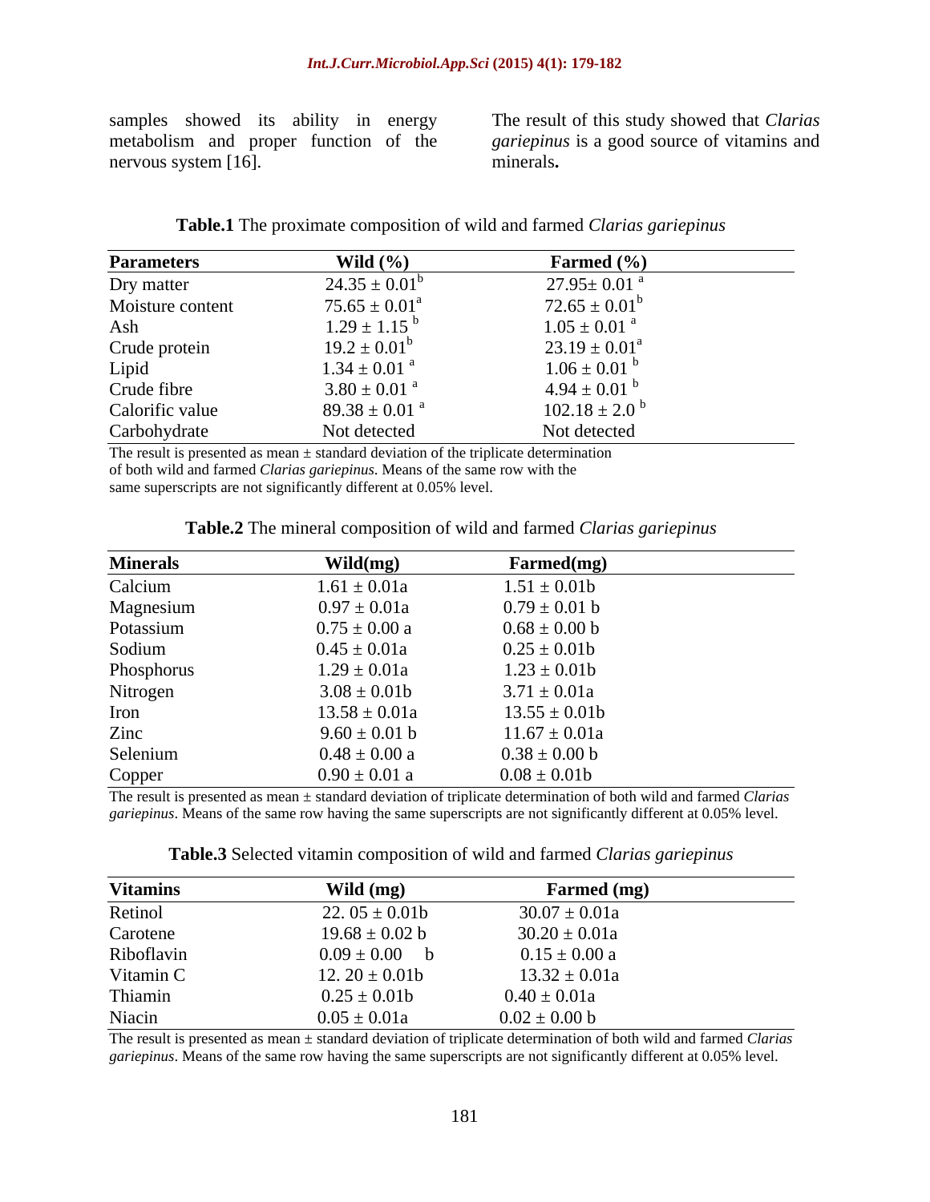samples showed its ability in energy metabolism and proper function of the nervous system [16].

The result of this study showed that *Clarias gariepinus* is a good source of vitamins and minerals**.**

**Table.1** The proximate composition of wild and farmed *Clarias gariepinus*

| Parameters | Wild (%) | Farmed (%) |
|---|---|---|
| Dry matter | $24.35 \pm 0.01^{b}$ | $27.95 \pm 0.01^{a}$ |
| Moisture content | $75.65 \pm 0.01^{a}$ | $72.65 \pm 0.01^{b}$ |
| Ash | $1.29 \pm 1.15^{b}$ | $1.05 \pm 0.01^{a}$ |
| Crude protein | $19.2 \pm 0.01^{b}$ | $23.19 \pm 0.01^{a}$ |
| Lipid | $1.34 \pm 0.01^{a}$ | $1.06 \pm 0.01^{b}$ |
| Crude fibre | $3.80 \pm 0.01^{a}$ | $4.94 \pm 0.01^{b}$ |
| Calorific value | $89.38 \pm 0.01^{a}$ | $102.18 \pm 2.0^{b}$ |
| Carbohydrate | Not detected | Not detected |

The result is presented as mean ± standard deviation of the triplicate determination of both wild and farmed *Clarias gariepinus*. Means of the same row with the same superscripts are not significantly different at 0.05% level.

**Table.2** The mineral composition of wild and farmed *Clarias gariepinus*

| Minerals | Wild(mg) | Farmed(mg) |
|---|---|---|
| Calcium | 1.61 ± 0.01a | 1.51 ± 0.01b |
| Magnesium | 0.97 ± 0.01a | 0.79 ± 0.01 b |
| Potassium | 0.75 ± 0.00 a | 0.68 ± 0.00 b |
| Sodium | 0.45 ± 0.01a | 0.25 ± 0.01b |
| Phosphorus | 1.29 ± 0.01a | 1.23 ± 0.01b |
| Nitrogen | 3.08 ± 0.01b | 3.71 ± 0.01a |
| Iron | 13.58 ± 0.01a | 13.55 ± 0.01b |
| Zinc | 9.60 ± 0.01 b | 11.67 ± 0.01a |
| Selenium | 0.48 ± 0.00 a | 0.38 ± 0.00 b |
| Copper | 0.90 ± 0.01 a | 0.08 ± 0.01b |

The result is presented as mean ± standard deviation of triplicate determination of both wild and farmed *Clarias gariepinus*. Means of the same row having the same superscripts are not significantly different at 0.05% level.

**Table.3** Selected vitamin composition of wild and farmed *Clarias gariepinus*

| Vitamins | Wild (mg) | Farmed (mg) |
|---|---|---|
| Retinol | 22. 05 ± 0.01b | 30.07 ± 0.01a |
| Carotene | 19.68 ± 0.02 b | 30.20 ± 0.01a |
| Riboflavin | 0.09 ± 0.00 b | 0.15 ± 0.00 a |
| Vitamin C | 12. 20 ± 0.01b | 13.32 ± 0.01a |
| Thiamin | 0.25 ± 0.01b | 0.40 ± 0.01a |
| Niacin | 0.05 ± 0.01a | 0.02 ± 0.00 b |

The result is presented as mean ± standard deviation of triplicate determination of both wild and farmed *Clarias gariepinus*. Means of the same row having the same superscripts are not significantly different at 0.05% level.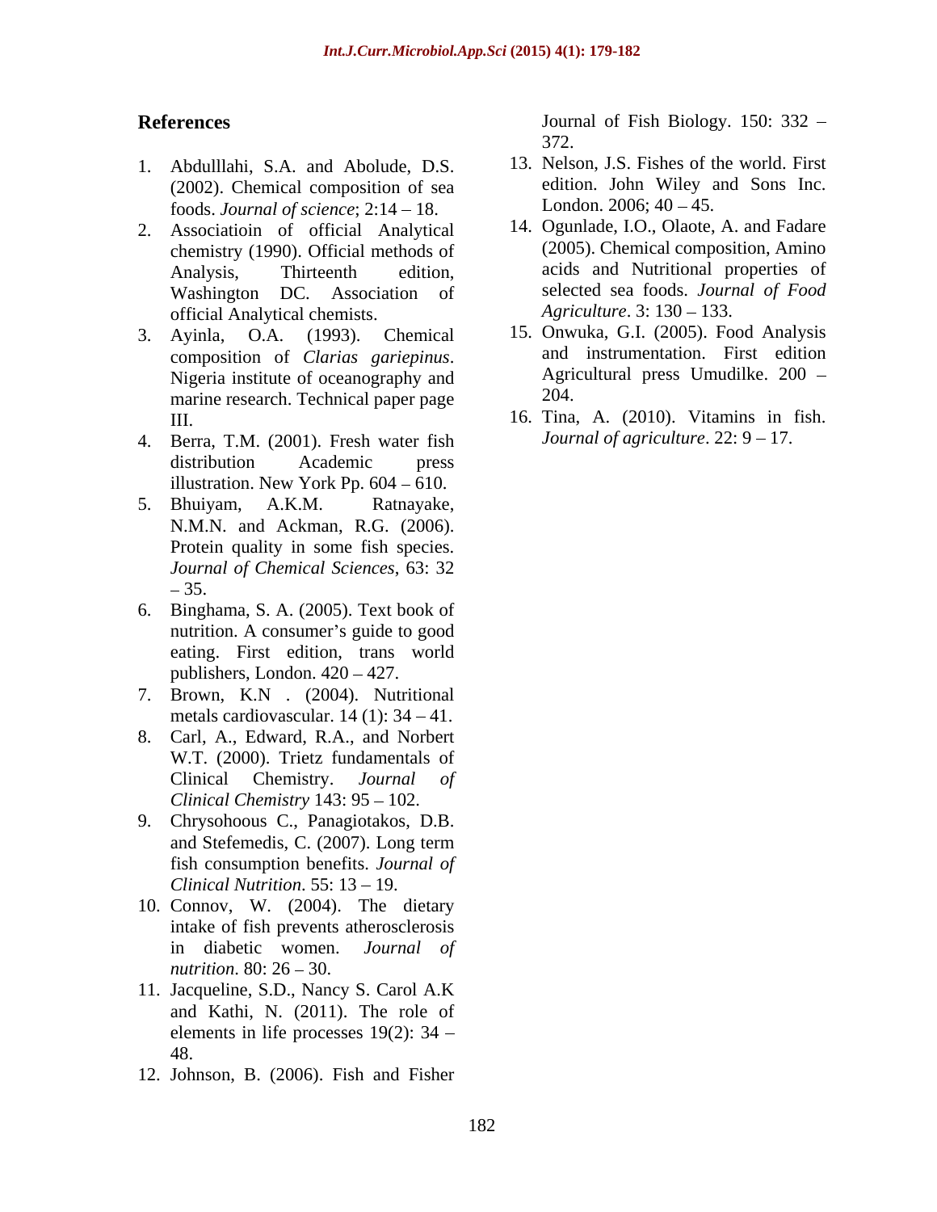## References

1. Abdulllahi, S.A. and Abolude, D.S. (2002). Chemical composition of sea foods. *Journal of science*; 2:14 – 18.
2. Associatioin of official Analytical chemistry (1990). Official methods of Analysis, Thirteenth edition, Washington DC. Association of official Analytical chemists.
3. Ayinla, O.A. (1993). Chemical composition of *Clarias gariepinus*. Nigeria institute of oceanography and marine research. Technical paper page III.
4. Berra, T.M. (2001). Fresh water fish distribution Academic press illustration. New York Pp. 604 – 610.
5. Bhuiyam, A.K.M. Ratnayake, N.M.N. and Ackman, R.G. (2006). Protein quality in some fish species. *Journal of Chemical Sciences*, 63: 32 – 35.
6. Binghama, S. A. (2005). Text book of nutrition. A consumer's guide to good eating. First edition, trans world publishers, London. 420 – 427.
7. Brown, K.N . (2004). Nutritional metals cardiovascular. 14 (1): 34 – 41.
8. Carl, A., Edward, R.A., and Norbert W.T. (2000). Trietz fundamentals of Clinical Chemistry. *Journal of Clinical Chemistry* 143: 95 – 102.
9. Chrysohoous C., Panagiotakos, D.B. and Stefemedis, C. (2007). Long term fish consumption benefits. *Journal of Clinical Nutrition*. 55: 13 – 19.
10. Connov, W. (2004). The dietary intake of fish prevents atherosclerosis in diabetic women. *Journal of nutrition*. 80: 26 – 30.
11. Jacqueline, S.D., Nancy S. Carol A.K and Kathi, N. (2011). The role of elements in life processes 19(2): 34 – 48.
12. Johnson, B. (2006). Fish and Fisher Journal of Fish Biology. 150: 332 – 372.
13. Nelson, J.S. Fishes of the world. First edition. John Wiley and Sons Inc. London. 2006; 40 – 45.
14. Ogunlade, I.O., Olaote, A. and Fadare (2005). Chemical composition, Amino acids and Nutritional properties of selected sea foods. *Journal of Food Agriculture*. 3: 130 – 133.
15. Onwuka, G.I. (2005). Food Analysis and instrumentation. First edition Agricultural press Umudilke. 200 – 204.
16. Tina, A. (2010). Vitamins in fish. *Journal of agriculture*. 22: 9 – 17.